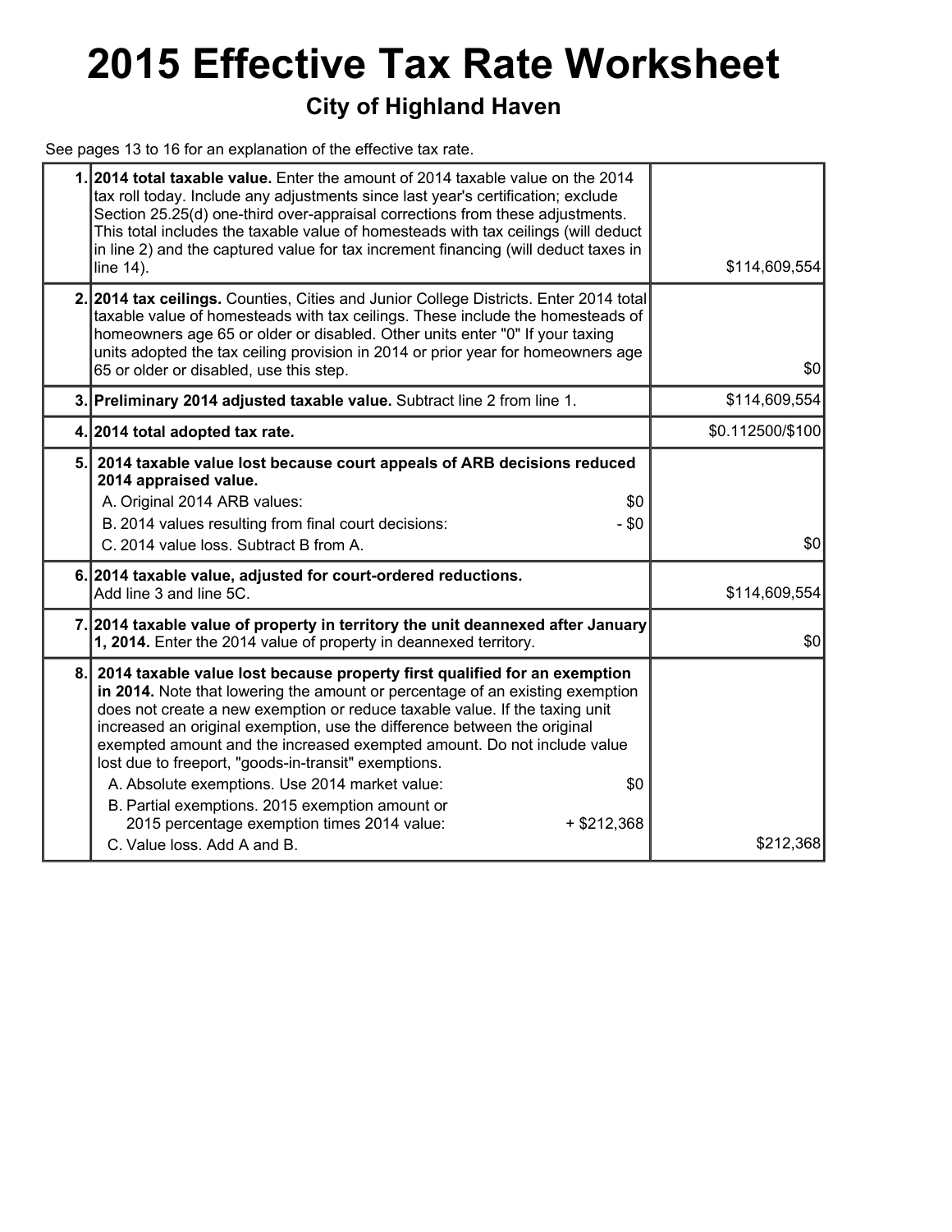# 2015 Effective Tax Rate Worksheet

## City of Highland Haven

See pages 13 to 16 for an explanation of the effective tax rate.

| | | |
|---|---|---|
| 1. | **2014 total taxable value.** Enter the amount of 2014 taxable value on the 2014 tax roll today. Include any adjustments since last year's certification; exclude Section 25.25(d) one-third over-appraisal corrections from these adjustments. This total includes the taxable value of homesteads with tax ceilings (will deduct in line 2) and the captured value for tax increment financing (will deduct taxes in line 14). | $114,609,554 |
| 2. | **2014 tax ceilings.** Counties, Cities and Junior College Districts. Enter 2014 total taxable value of homesteads with tax ceilings. These include the homesteads of homeowners age 65 or older or disabled. Other units enter "0" If your taxing units adopted the tax ceiling provision in 2014 or prior year for homeowners age 65 or older or disabled, use this step. | $0 |
| 3. | **Preliminary 2014 adjusted taxable value.** Subtract line 2 from line 1. | $114,609,554 |
| 4. | **2014 total adopted tax rate.** | $0.112500/$100 |
| 5. | **2014 taxable value lost because court appeals of ARB decisions reduced 2014 appraised value.**<br>A. Original 2014 ARB values: $0<br>B. 2014 values resulting from final court decisions: - $0<br>C. 2014 value loss. Subtract B from A. | $0 |
| 6. | **2014 taxable value, adjusted for court-ordered reductions.** Add line 3 and line 5C. | $114,609,554 |
| 7. | **2014 taxable value of property in territory the unit deannexed after January 1, 2014.** Enter the 2014 value of property in deannexed territory. | $0 |
| 8. | **2014 taxable value lost because property first qualified for an exemption in 2014.** Note that lowering the amount or percentage of an existing exemption does not create a new exemption or reduce taxable value. If the taxing unit increased an original exemption, use the difference between the original exempted amount and the increased exempted amount. Do not include value lost due to freeport, "goods-in-transit" exemptions.<br>A. Absolute exemptions. Use 2014 market value: $0<br>B. Partial exemptions. 2015 exemption amount or 2015 percentage exemption times 2014 value: + $212,368<br>C. Value loss. Add A and B. | $212,368 |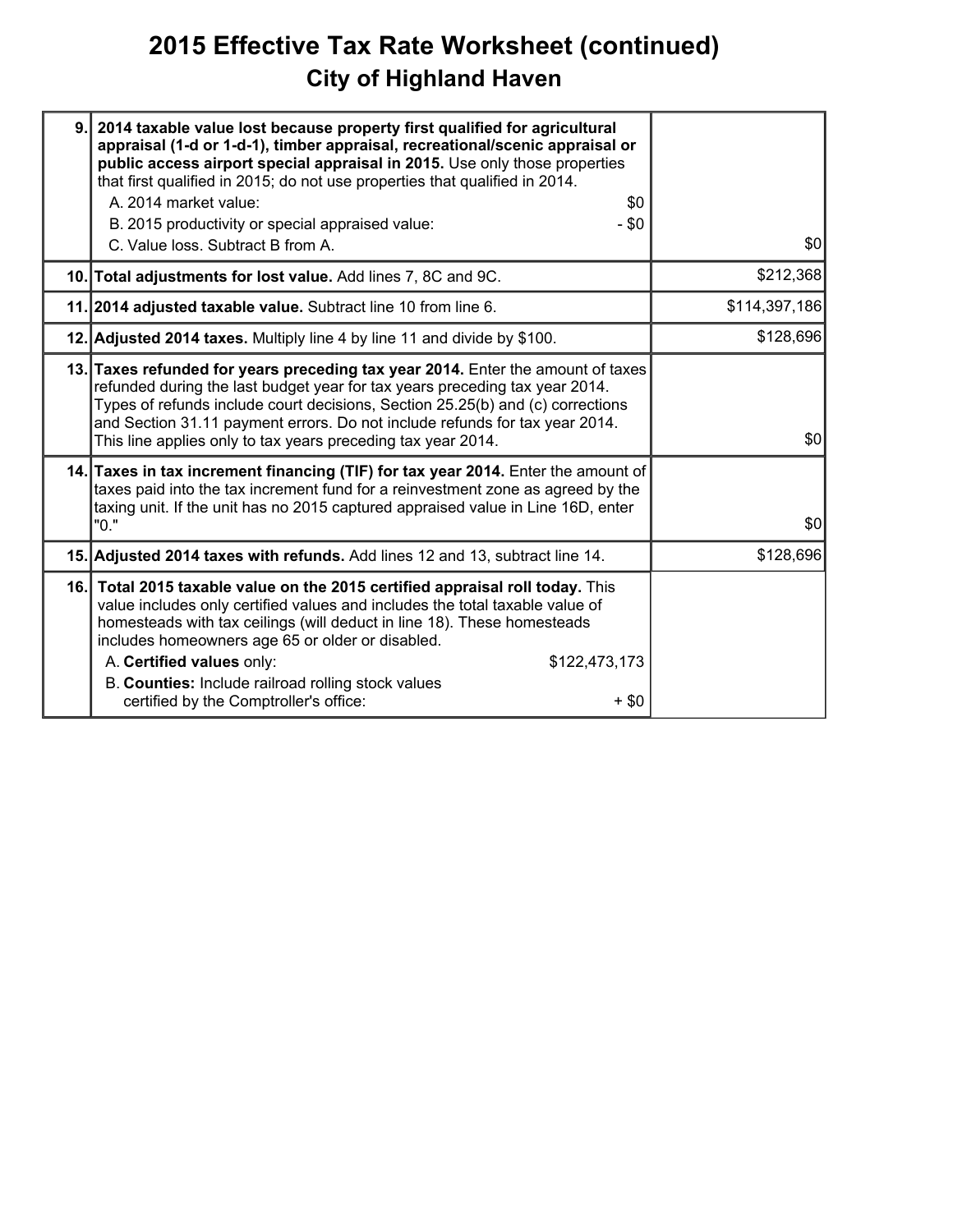# 2015 Effective Tax Rate Worksheet (continued)

## City of Highland Haven

| Line | Description | Amount |
|---|---|---|
| 9. | **2014 taxable value lost because property first qualified for agricultural appraisal (1-d or 1-d-1), timber appraisal, recreational/scenic appraisal or public access airport special appraisal in 2015.** Use only those properties that first qualified in 2015; do not use properties that qualified in 2014.<br>A. 2014 market value: $0<br>B. 2015 productivity or special appraised value: - $0<br>C. Value loss. Subtract B from A. | $0 |
| 10. | **Total adjustments for lost value.** Add lines 7, 8C and 9C. | $212,368 |
| 11. | **2014 adjusted taxable value.** Subtract line 10 from line 6. | $114,397,186 |
| 12. | **Adjusted 2014 taxes.** Multiply line 4 by line 11 and divide by $100. | $128,696 |
| 13. | **Taxes refunded for years preceding tax year 2014.** Enter the amount of taxes refunded during the last budget year for tax years preceding tax year 2014. Types of refunds include court decisions, Section 25.25(b) and (c) corrections and Section 31.11 payment errors. Do not include refunds for tax year 2014. This line applies only to tax years preceding tax year 2014. | $0 |
| 14. | **Taxes in tax increment financing (TIF) for tax year 2014.** Enter the amount of taxes paid into the tax increment fund for a reinvestment zone as agreed by the taxing unit. If the unit has no 2015 captured appraised value in Line 16D, enter "0." | $0 |
| 15. | **Adjusted 2014 taxes with refunds.** Add lines 12 and 13, subtract line 14. | $128,696 |
| 16. | **Total 2015 taxable value on the 2015 certified appraisal roll today.** This value includes only certified values and includes the total taxable value of homesteads with tax ceilings (will deduct in line 18). These homesteads includes homeowners age 65 or older or disabled.<br>A. **Certified values** only: $122,473,173<br>B. **Counties:** Include railroad rolling stock values certified by the Comptroller's office: + $0 | |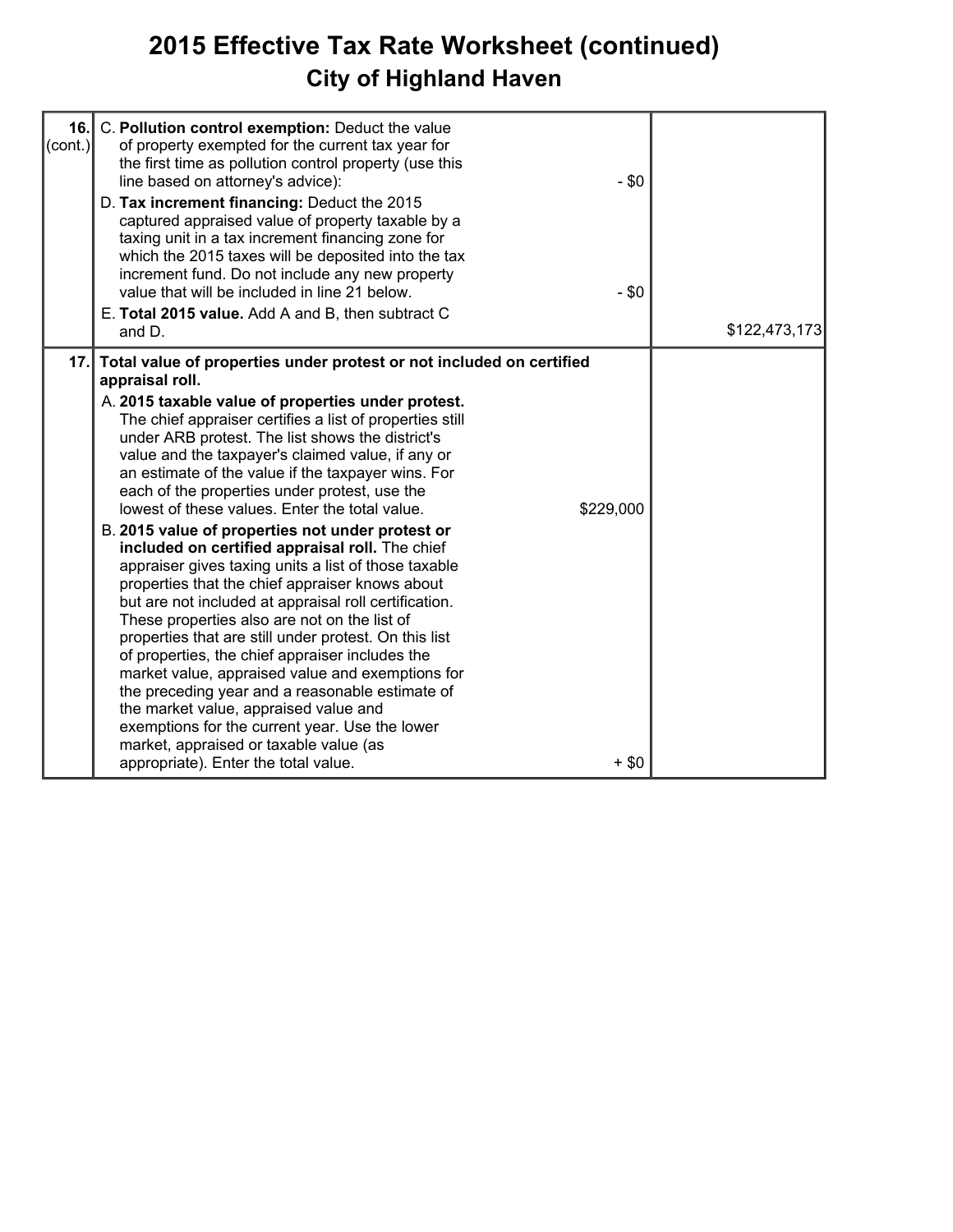# 2015 Effective Tax Rate Worksheet (continued)

## City of Highland Haven

| | | | |
|---|---|---|---|
| 16. (cont.) | C. **Pollution control exemption:** Deduct the value of property exempted for the current tax year for the first time as pollution control property (use this line based on attorney's advice): | - $0 | |
| | D. **Tax increment financing:** Deduct the 2015 captured appraised value of property taxable by a taxing unit in a tax increment financing zone for which the 2015 taxes will be deposited into the tax increment fund. Do not include any new property value that will be included in line 21 below. | - $0 | |
| | E. **Total 2015 value.** Add A and B, then subtract C and D. | | $122,473,173 |
| 17. | **Total value of properties under protest or not included on certified appraisal roll.** | | |
| | A. **2015 taxable value of properties under protest.** The chief appraiser certifies a list of properties still under ARB protest. The list shows the district's value and the taxpayer's claimed value, if any or an estimate of the value if the taxpayer wins. For each of the properties under protest, use the lowest of these values. Enter the total value. | $229,000 | |
| | B. **2015 value of properties not under protest or included on certified appraisal roll.** The chief appraiser gives taxing units a list of those taxable properties that the chief appraiser knows about but are not included at appraisal roll certification. These properties also are not on the list of properties that are still under protest. On this list of properties, the chief appraiser includes the market value, appraised value and exemptions for the preceding year and a reasonable estimate of the market value, appraised value and exemptions for the current year. Use the lower market, appraised or taxable value (as appropriate). Enter the total value. | + $0 | |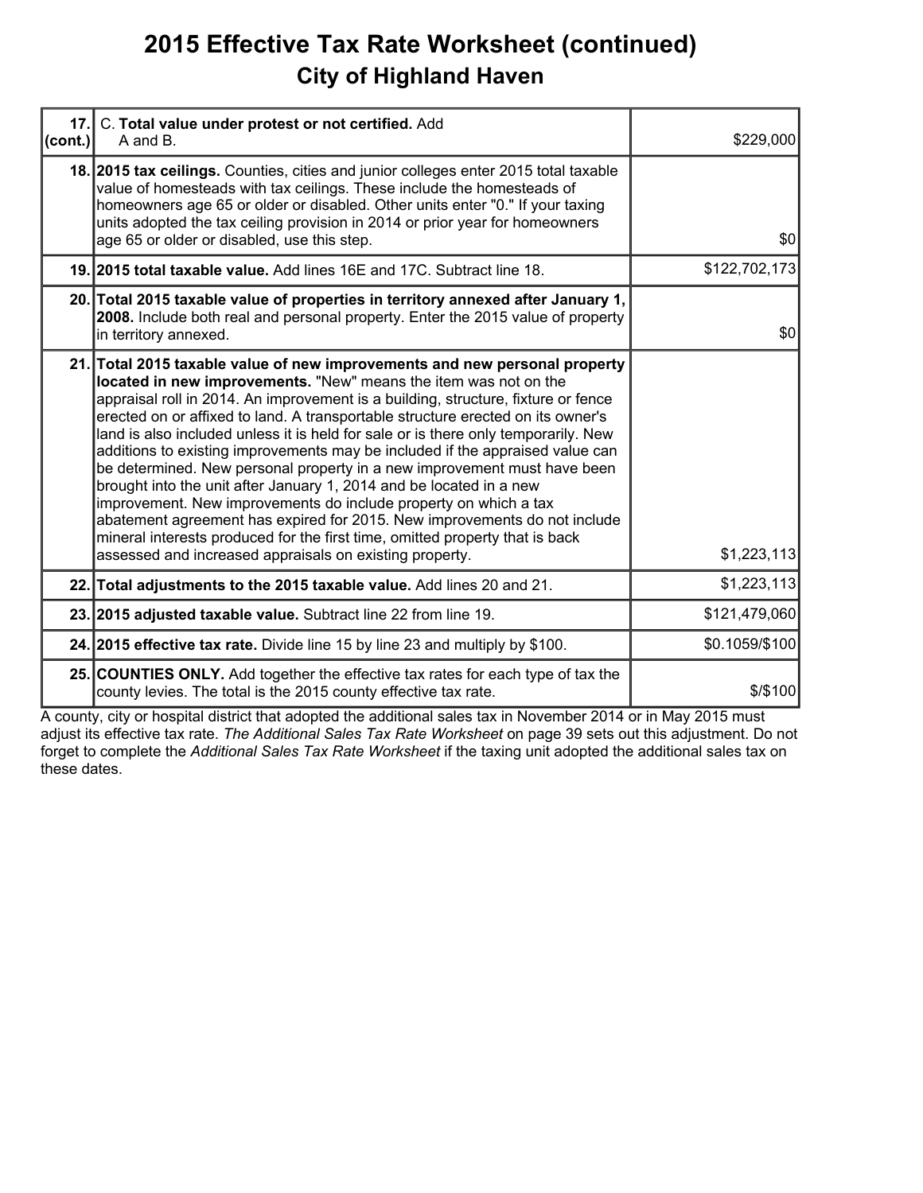# 2015 Effective Tax Rate Worksheet (continued)

## City of Highland Haven

| | | |
|---|---|---|
| 17. (cont.) | C. **Total value under protest or not certified.** Add A and B. | $229,000 |
| 18. | **2015 tax ceilings.** Counties, cities and junior colleges enter 2015 total taxable value of homesteads with tax ceilings. These include the homesteads of homeowners age 65 or older or disabled. Other units enter "0." If your taxing units adopted the tax ceiling provision in 2014 or prior year for homeowners age 65 or older or disabled, use this step. | $0 |
| 19. | **2015 total taxable value.** Add lines 16E and 17C. Subtract line 18. | $122,702,173 |
| 20. | **Total 2015 taxable value of properties in territory annexed after January 1, 2008.** Include both real and personal property. Enter the 2015 value of property in territory annexed. | $0 |
| 21. | **Total 2015 taxable value of new improvements and new personal property located in new improvements.** "New" means the item was not on the appraisal roll in 2014. An improvement is a building, structure, fixture or fence erected on or affixed to land. A transportable structure erected on its owner's land is also included unless it is held for sale or is there only temporarily. New additions to existing improvements may be included if the appraised value can be determined. New personal property in a new improvement must have been brought into the unit after January 1, 2014 and be located in a new improvement. New improvements do include property on which a tax abatement agreement has expired for 2015. New improvements do not include mineral interests produced for the first time, omitted property that is back assessed and increased appraisals on existing property. | $1,223,113 |
| 22. | **Total adjustments to the 2015 taxable value.** Add lines 20 and 21. | $1,223,113 |
| 23. | **2015 adjusted taxable value.** Subtract line 22 from line 19. | $121,479,060 |
| 24. | **2015 effective tax rate.** Divide line 15 by line 23 and multiply by $100. | $0.1059/$100 |
| 25. | **COUNTIES ONLY.** Add together the effective tax rates for each type of tax the county levies. The total is the 2015 county effective tax rate. | $/$100 |

A county, city or hospital district that adopted the additional sales tax in November 2014 or in May 2015 must adjust its effective tax rate. *The Additional Sales Tax Rate Worksheet* on page 39 sets out this adjustment. Do not forget to complete the *Additional Sales Tax Rate Worksheet* if the taxing unit adopted the additional sales tax on these dates.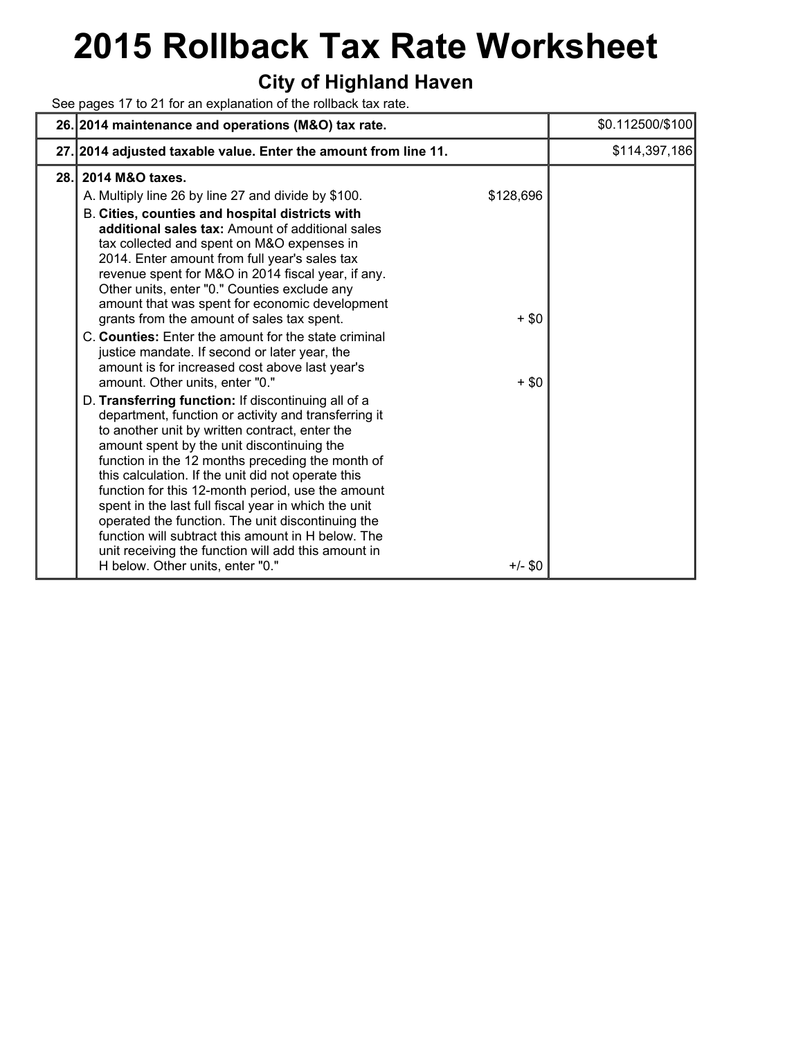# 2015 Rollback Tax Rate Worksheet

## City of Highland Haven

See pages 17 to 21 for an explanation of the rollback tax rate.

| | | | |
|---|---|---|---|
| 26. | **2014 maintenance and operations (M&O) tax rate.** | | $0.112500/$100 |
| 27. | **2014 adjusted taxable value. Enter the amount from line 11.** | | $114,397,186 |
| 28. | **2014 M&O taxes.** | | |
| | A. Multiply line 26 by line 27 and divide by $100. | $128,696 | |
| | B. **Cities, counties and hospital districts with additional sales tax:** Amount of additional sales tax collected and spent on M&O expenses in 2014. Enter amount from full year's sales tax revenue spent for M&O in 2014 fiscal year, if any. Other units, enter "0." Counties exclude any amount that was spent for economic development grants from the amount of sales tax spent. | + $0 | |
| | C. **Counties:** Enter the amount for the state criminal justice mandate. If second or later year, the amount is for increased cost above last year's amount. Other units, enter "0." | + $0 | |
| | D. **Transferring function:** If discontinuing all of a department, function or activity and transferring it to another unit by written contract, enter the amount spent by the unit discontinuing the function in the 12 months preceding the month of this calculation. If the unit did not operate this function for this 12-month period, use the amount spent in the last full fiscal year in which the unit operated the function. The unit discontinuing the function will subtract this amount in H below. The unit receiving the function will add this amount in H below. Other units, enter "0." | +/- $0 | |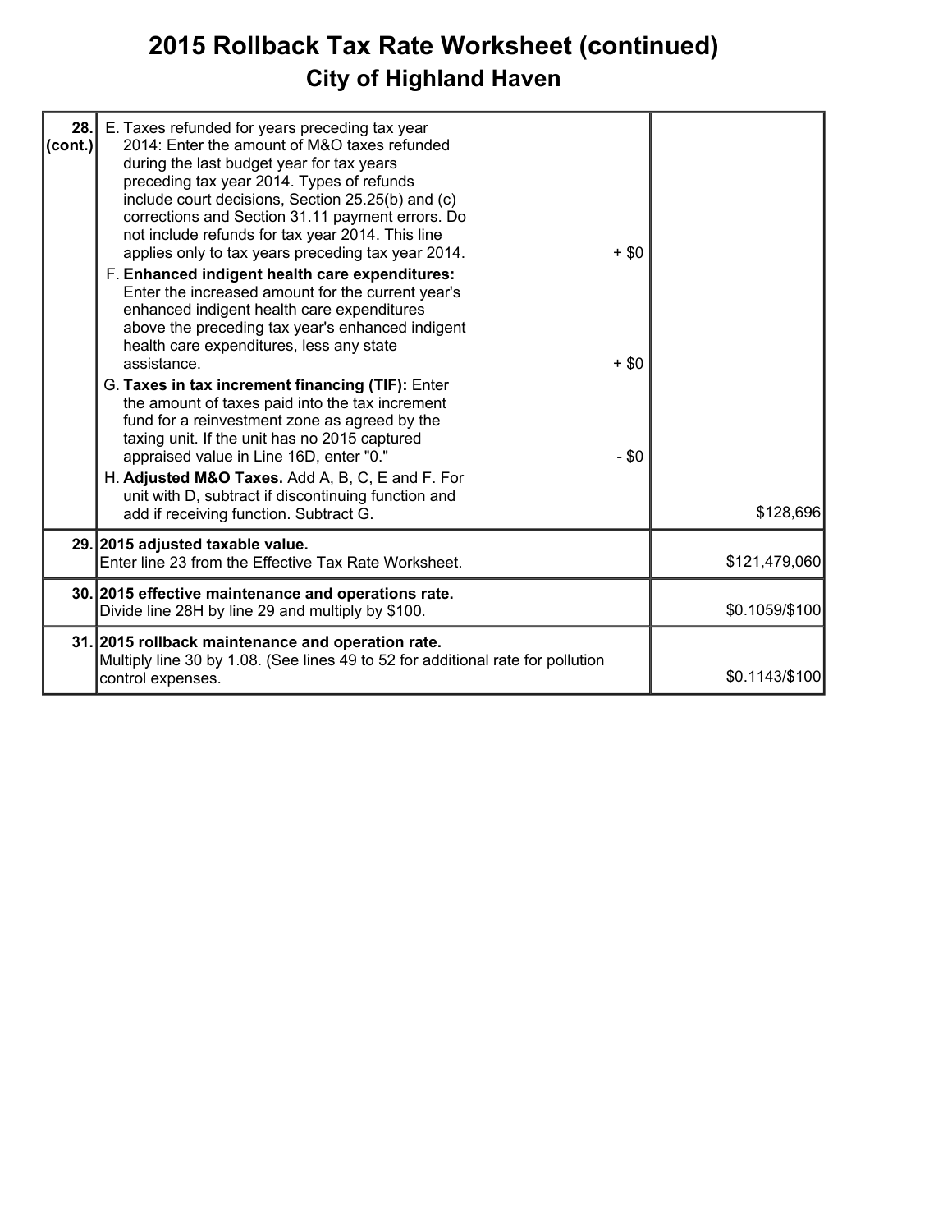# 2015 Rollback Tax Rate Worksheet (continued)

## City of Highland Haven

| | | |
|---|---|---|
| **28. (cont.)** | E. Taxes refunded for years preceding tax year 2014: Enter the amount of M&O taxes refunded during the last budget year for tax years preceding tax year 2014. Types of refunds include court decisions, Section 25.25(b) and (c) corrections and Section 31.11 payment errors. Do not include refunds for tax year 2014. This line applies only to tax years preceding tax year 2014. + $0<br>F. **Enhanced indigent health care expenditures:** Enter the increased amount for the current year's enhanced indigent health care expenditures above the preceding tax year's enhanced indigent health care expenditures, less any state assistance. + $0<br>G. **Taxes in tax increment financing (TIF):** Enter the amount of taxes paid into the tax increment fund for a reinvestment zone as agreed by the taxing unit. If the unit has no 2015 captured appraised value in Line 16D, enter "0." - $0<br>H. **Adjusted M&O Taxes.** Add A, B, C, E and F. For unit with D, subtract if discontinuing function and add if receiving function. Subtract G. | $128,696 |
| **29.** | **2015 adjusted taxable value.**<br>Enter line 23 from the Effective Tax Rate Worksheet. | $121,479,060 |
| **30.** | **2015 effective maintenance and operations rate.**<br>Divide line 28H by line 29 and multiply by $100. | $0.1059/$100 |
| **31.** | **2015 rollback maintenance and operation rate.**<br>Multiply line 30 by 1.08. (See lines 49 to 52 for additional rate for pollution control expenses. | $0.1143/$100 |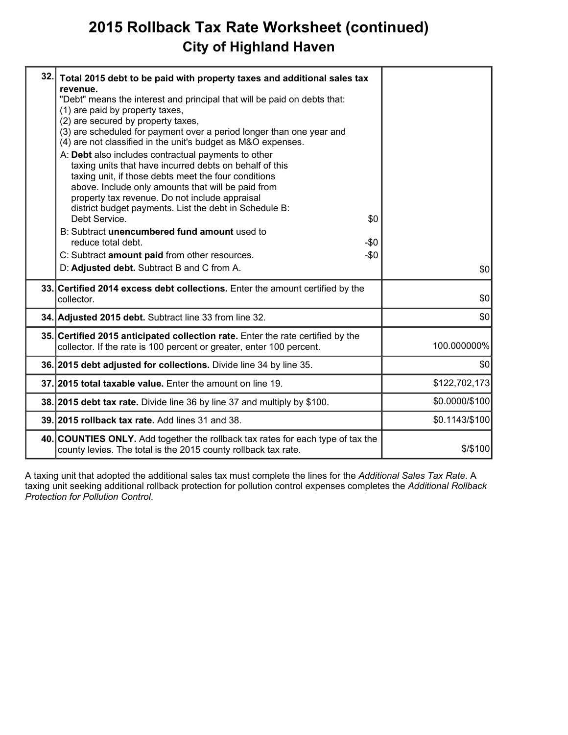# 2015 Rollback Tax Rate Worksheet (continued)

## City of Highland Haven

| Line | Description | Amount |
|---|---|---|
| 32. | **Total 2015 debt to be paid with property taxes and additional sales tax revenue.**<br>"Debt" means the interest and principal that will be paid on debts that:<br>(1) are paid by property taxes,<br>(2) are secured by property taxes,<br>(3) are scheduled for payment over a period longer than one year and<br>(4) are not classified in the unit's budget as M&O expenses.<br>A: **Debt** also includes contractual payments to other taxing units that have incurred debts on behalf of this taxing unit, if those debts meet the four conditions above. Include only amounts that will be paid from property tax revenue. Do not include appraisal district budget payments. List the debt in Schedule B: Debt Service. $0<br>B: Subtract **unencumbered fund amount** used to reduce total debt. -$0<br>C: Subtract **amount paid** from other resources. -$0<br>D: **Adjusted debt.** Subtract B and C from A. | $0 |
| 33. | **Certified 2014 excess debt collections.** Enter the amount certified by the collector. | $0 |
| 34. | **Adjusted 2015 debt.** Subtract line 33 from line 32. | $0 |
| 35. | **Certified 2015 anticipated collection rate.** Enter the rate certified by the collector. If the rate is 100 percent or greater, enter 100 percent. | 100.000000% |
| 36. | **2015 debt adjusted for collections.** Divide line 34 by line 35. | $0 |
| 37. | **2015 total taxable value.** Enter the amount on line 19. | $122,702,173 |
| 38. | **2015 debt tax rate.** Divide line 36 by line 37 and multiply by $100. | $0.0000/$100 |
| 39. | **2015 rollback tax rate.** Add lines 31 and 38. | $0.1143/$100 |
| 40. | **COUNTIES ONLY.** Add together the rollback tax rates for each type of tax the county levies. The total is the 2015 county rollback tax rate. | $/$100 |

A taxing unit that adopted the additional sales tax must complete the lines for the *Additional Sales Tax Rate*. A taxing unit seeking additional rollback protection for pollution control expenses completes the *Additional Rollback Protection for Pollution Control*.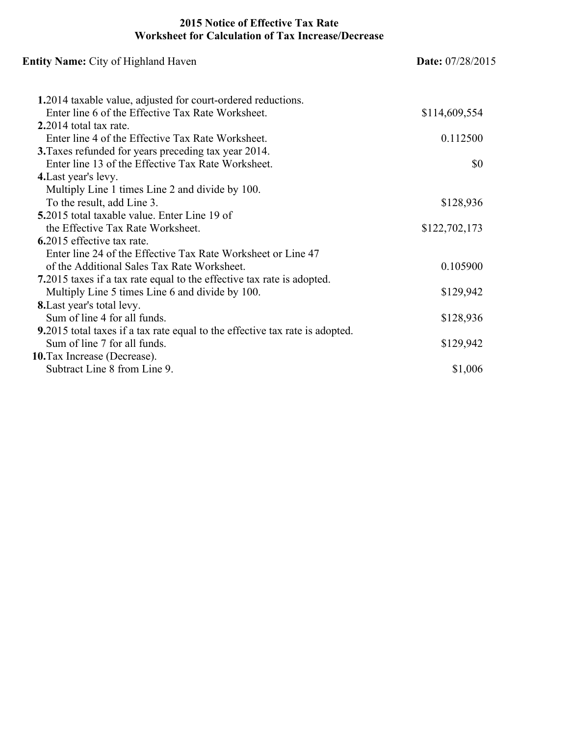# 2015 Notice of Effective Tax Rate
## Worksheet for Calculation of Tax Increase/Decrease

**Entity Name:** City of Highland Haven **Date:** 07/28/2015

| | |
|---|---|
| **1.** 2014 taxable value, adjusted for court-ordered reductions. Enter line 6 of the Effective Tax Rate Worksheet. | $114,609,554 |
| **2.** 2014 total tax rate. Enter line 4 of the Effective Tax Rate Worksheet. | 0.112500 |
| **3.** Taxes refunded for years preceding tax year 2014. Enter line 13 of the Effective Tax Rate Worksheet. | $0 |
| **4.** Last year's levy. Multiply Line 1 times Line 2 and divide by 100. To the result, add Line 3. | $128,936 |
| **5.** 2015 total taxable value. Enter Line 19 of the Effective Tax Rate Worksheet. | $122,702,173 |
| **6.** 2015 effective tax rate. Enter line 24 of the Effective Tax Rate Worksheet or Line 47 of the Additional Sales Tax Rate Worksheet. | 0.105900 |
| **7.** 2015 taxes if a tax rate equal to the effective tax rate is adopted. Multiply Line 5 times Line 6 and divide by 100. | $129,942 |
| **8.** Last year's total levy. Sum of line 4 for all funds. | $128,936 |
| **9.** 2015 total taxes if a tax rate equal to the effective tax rate is adopted. Sum of line 7 for all funds. | $129,942 |
| **10.** Tax Increase (Decrease). Subtract Line 8 from Line 9. | $1,006 |